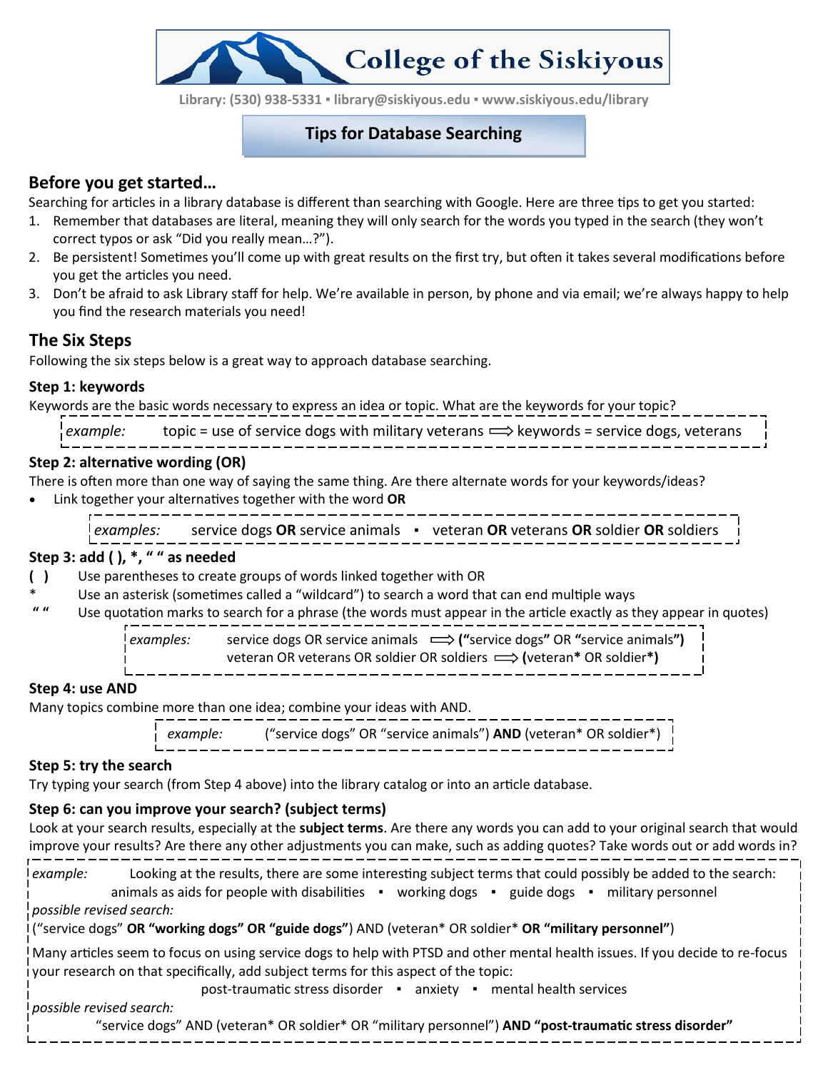# College of the Siskiyous

**Library: (530) 938-5331 ▪ library@siskiyous.edu ▪ www.siskiyous.edu/library**

## Tips for Database Searching

## Before you get started…

Searching for articles in a library database is different than searching with Google. Here are three tips to get you started:

1. Remember that databases are literal, meaning they will only search for the words you typed in the search (they won't correct typos or ask "Did you really mean…?").
2. Be persistent! Sometimes you'll come up with great results on the first try, but often it takes several modifications before you get the articles you need.
3. Don't be afraid to ask Library staff for help. We're available in person, by phone and via email; we're always happy to help you find the research materials you need!

## The Six Steps

Following the six steps below is a great way to approach database searching.

### Step 1: keywords

Keywords are the basic words necessary to express an idea or topic. What are the keywords for your topic?

*example:* topic = use of service dogs with military veterans ⟹ keywords = service dogs, veterans

### Step 2: alternative wording (OR)

There is often more than one way of saying the same thing. Are there alternate words for your keywords/ideas?

- Link together your alternatives together with the word **OR**

*examples:* service dogs **OR** service animals ▪ veteran **OR** veterans **OR** soldier **OR** soldiers

### Step 3: add ( ), *, " " as needed

**( )** Use parentheses to create groups of words linked together with OR

\* Use an asterisk (sometimes called a "wildcard") to search a word that can end multiple ways

**" "** Use quotation marks to search for a phrase (the words must appear in the article exactly as they appear in quotes)

*examples:* service dogs OR service animals ⟹ **(**"service dogs**"** OR **"**service animals**")**
veteran OR veterans OR soldier OR soldiers ⟹ **(**veteran***** OR soldier*****)**

### Step 4: use AND

Many topics combine more than one idea; combine your ideas with AND.

*example:* ("service dogs" OR "service animals") **AND** (veteran* OR soldier*)

### Step 5: try the search

Try typing your search (from Step 4 above) into the library catalog or into an article database.

### Step 6: can you improve your search? (subject terms)

Look at your search results, especially at the **subject terms**. Are there any words you can add to your original search that would improve your results? Are there any other adjustments you can make, such as adding quotes? Take words out or add words in?

*example:* Looking at the results, there are some interesting subject terms that could possibly be added to the search:
animals as aids for people with disabilities ▪ working dogs ▪ guide dogs ▪ military personnel

*possible revised search:*
("service dogs" **OR "working dogs" OR "guide dogs"**) AND (veteran* OR soldier* **OR "military personnel"**)

Many articles seem to focus on using service dogs to help with PTSD and other mental health issues. If you decide to re-focus your research on that specifically, add subject terms for this aspect of the topic:

post-traumatic stress disorder ▪ anxiety ▪ mental health services

*possible revised search:*
"service dogs" AND (veteran* OR soldier* OR "military personnel") **AND "post-traumatic stress disorder"**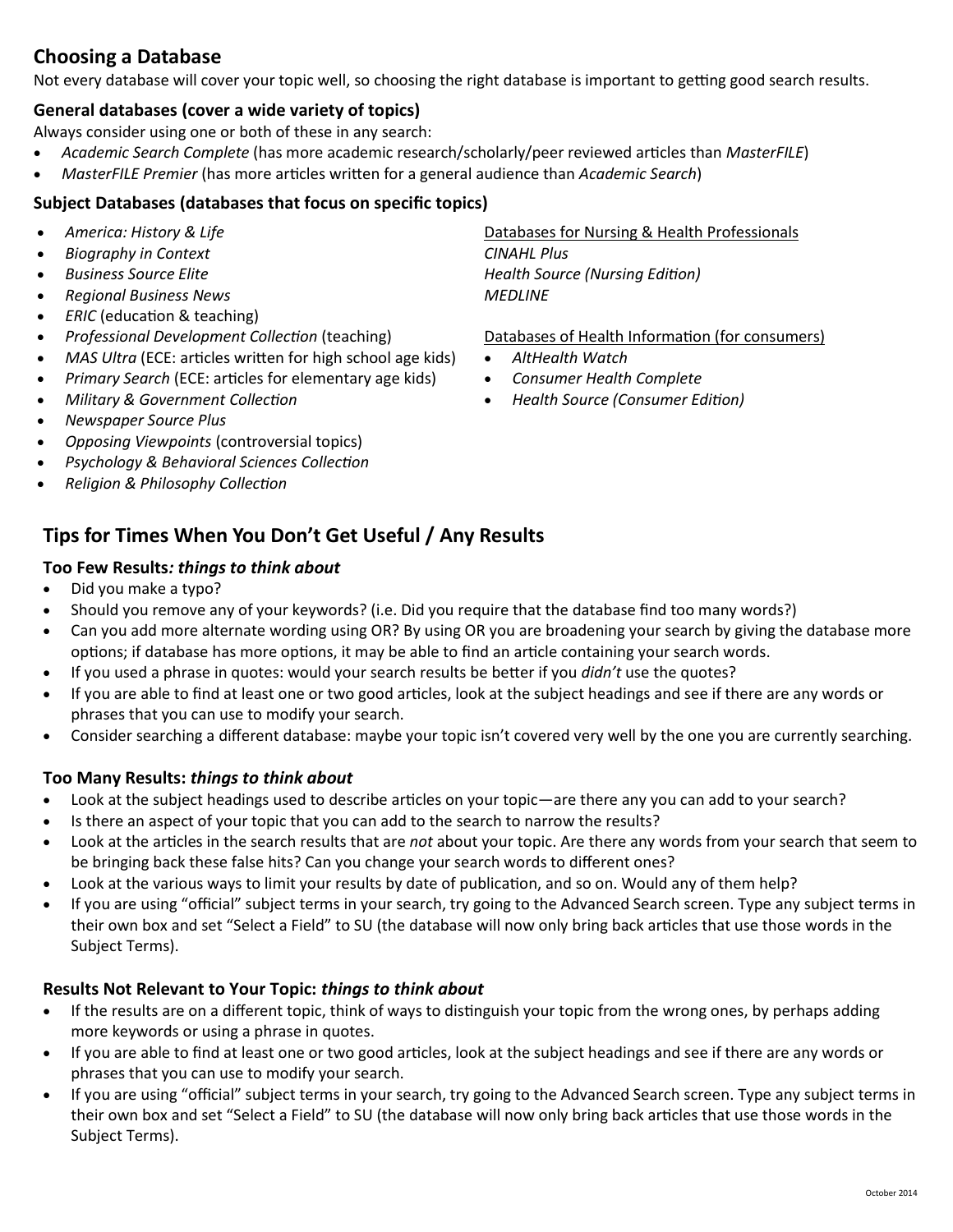## Choosing a Database

Not every database will cover your topic well, so choosing the right database is important to getting good search results.

### General databases (cover a wide variety of topics)

Always consider using one or both of these in any search:

- *Academic Search Complete* (has more academic research/scholarly/peer reviewed articles than *MasterFILE*)
- *MasterFILE Premier* (has more articles written for a general audience than *Academic Search*)

### Subject Databases (databases that focus on specific topics)

- *America: History & Life*
- *Biography in Context*
- *Business Source Elite*
- *Regional Business News*
- *ERIC* (education & teaching)
- *Professional Development Collection* (teaching)
- *MAS Ultra* (ECE: articles written for high school age kids)
- *Primary Search* (ECE: articles for elementary age kids)
- *Military & Government Collection*
- *Newspaper Source Plus*
- *Opposing Viewpoints* (controversial topics)
- *Psychology & Behavioral Sciences Collection*
- *Religion & Philosophy Collection*

<u>Databases for Nursing & Health Professionals</u>

*CINAHL Plus*
*Health Source (Nursing Edition)*
*MEDLINE*

<u>Databases of Health Information (for consumers)</u>

- *AltHealth Watch*
- *Consumer Health Complete*
- *Health Source (Consumer Edition)*

## Tips for Times When You Don't Get Useful / Any Results

### Too Few Results*: things to think about*

- Did you make a typo?
- Should you remove any of your keywords? (i.e. Did you require that the database find too many words?)
- Can you add more alternate wording using OR? By using OR you are broadening your search by giving the database more options; if database has more options, it may be able to find an article containing your search words.
- If you used a phrase in quotes: would your search results be better if you *didn't* use the quotes?
- If you are able to find at least one or two good articles, look at the subject headings and see if there are any words or phrases that you can use to modify your search.
- Consider searching a different database: maybe your topic isn't covered very well by the one you are currently searching.

### Too Many Results: *things to think about*

- Look at the subject headings used to describe articles on your topic—are there any you can add to your search?
- Is there an aspect of your topic that you can add to the search to narrow the results?
- Look at the articles in the search results that are *not* about your topic. Are there any words from your search that seem to be bringing back these false hits? Can you change your search words to different ones?
- Look at the various ways to limit your results by date of publication, and so on. Would any of them help?
- If you are using "official" subject terms in your search, try going to the Advanced Search screen. Type any subject terms in their own box and set "Select a Field" to SU (the database will now only bring back articles that use those words in the Subject Terms).

### Results Not Relevant to Your Topic: *things to think about*

- If the results are on a different topic, think of ways to distinguish your topic from the wrong ones, by perhaps adding more keywords or using a phrase in quotes.
- If you are able to find at least one or two good articles, look at the subject headings and see if there are any words or phrases that you can use to modify your search.
- If you are using "official" subject terms in your search, try going to the Advanced Search screen. Type any subject terms in their own box and set "Select a Field" to SU (the database will now only bring back articles that use those words in the Subject Terms).

October 2014